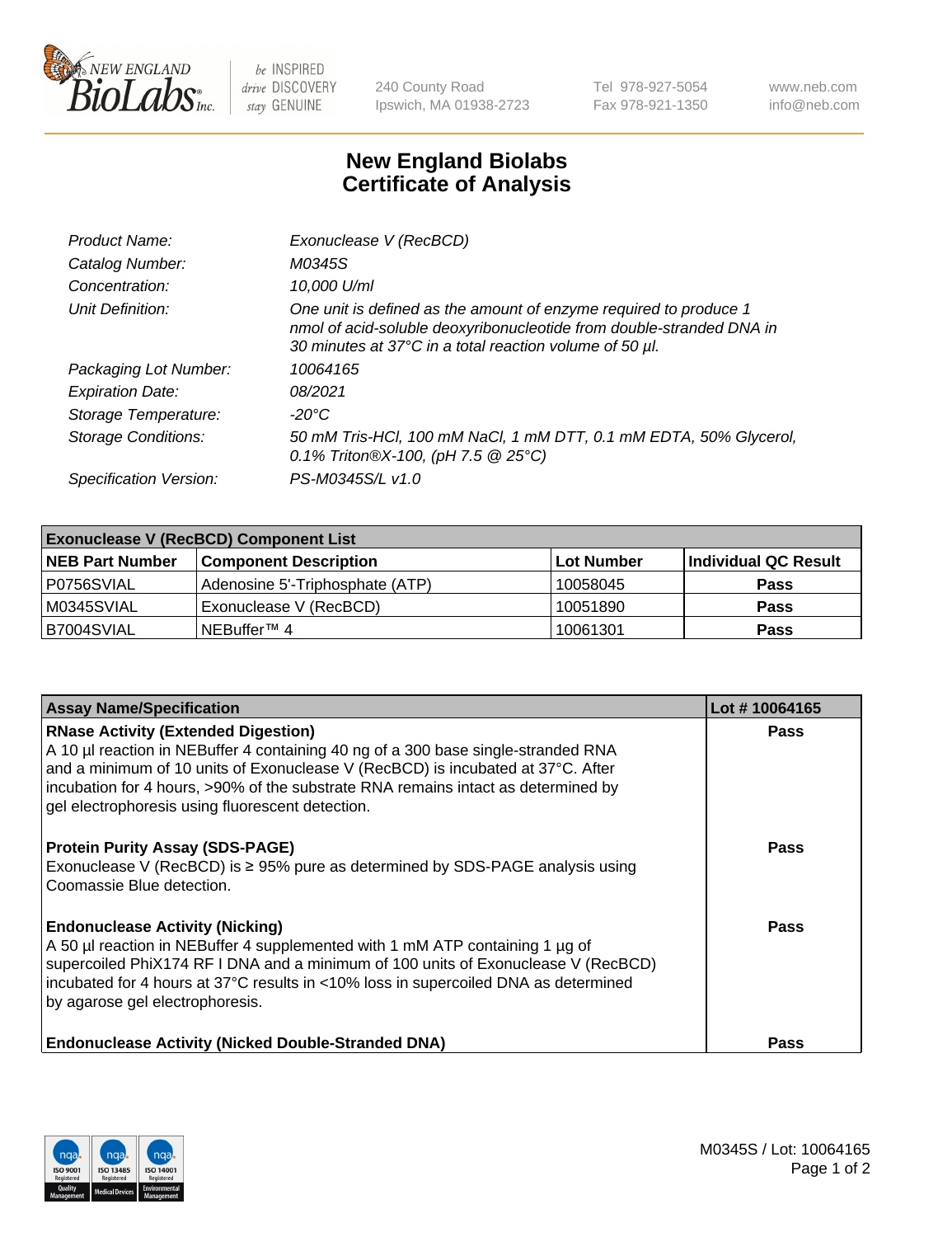# New England Biolabs Certificate of Analysis

| | |
|---|---|
| *Product Name:* | *Exonuclease V (RecBCD)* |
| *Catalog Number:* | *M0345S* |
| *Concentration:* | *10,000 U/ml* |
| *Unit Definition:* | *One unit is defined as the amount of enzyme required to produce 1 nmol of acid-soluble deoxyribonucleotide from double-stranded DNA in 30 minutes at 37°C in a total reaction volume of 50 µl.* |
| *Packaging Lot Number:* | *10064165* |
| *Expiration Date:* | *08/2021* |
| *Storage Temperature:* | *-20°C* |
| *Storage Conditions:* | *50 mM Tris-HCl, 100 mM NaCl, 1 mM DTT, 0.1 mM EDTA, 50% Glycerol, 0.1% Triton®X-100, (pH 7.5 @ 25°C)* |
| *Specification Version:* | *PS-M0345S/L v1.0* |

| Exonuclease V (RecBCD) Component List | | | |
|---|---|---|---|
| **NEB Part Number** | **Component Description** | **Lot Number** | **Individual QC Result** |
| P0756SVIAL | Adenosine 5'-Triphosphate (ATP) | 10058045 | **Pass** |
| M0345SVIAL | Exonuclease V (RecBCD) | 10051890 | **Pass** |
| B7004SVIAL | NEBuffer™ 4 | 10061301 | **Pass** |

| Assay Name/Specification | Lot # 10064165 |
|---|---|
| **RNase Activity (Extended Digestion)** A 10 µl reaction in NEBuffer 4 containing 40 ng of a 300 base single-stranded RNA and a minimum of 10 units of Exonuclease V (RecBCD) is incubated at 37°C. After incubation for 4 hours, >90% of the substrate RNA remains intact as determined by gel electrophoresis using fluorescent detection. | **Pass** |
| **Protein Purity Assay (SDS-PAGE)** Exonuclease V (RecBCD) is ≥ 95% pure as determined by SDS-PAGE analysis using Coomassie Blue detection. | **Pass** |
| **Endonuclease Activity (Nicking)** A 50 µl reaction in NEBuffer 4 supplemented with 1 mM ATP containing 1 µg of supercoiled PhiX174 RF I DNA and a minimum of 100 units of Exonuclease V (RecBCD) incubated for 4 hours at 37°C results in <10% loss in supercoiled DNA as determined by agarose gel electrophoresis. | **Pass** |
| **Endonuclease Activity (Nicked Double-Stranded DNA)** | **Pass** |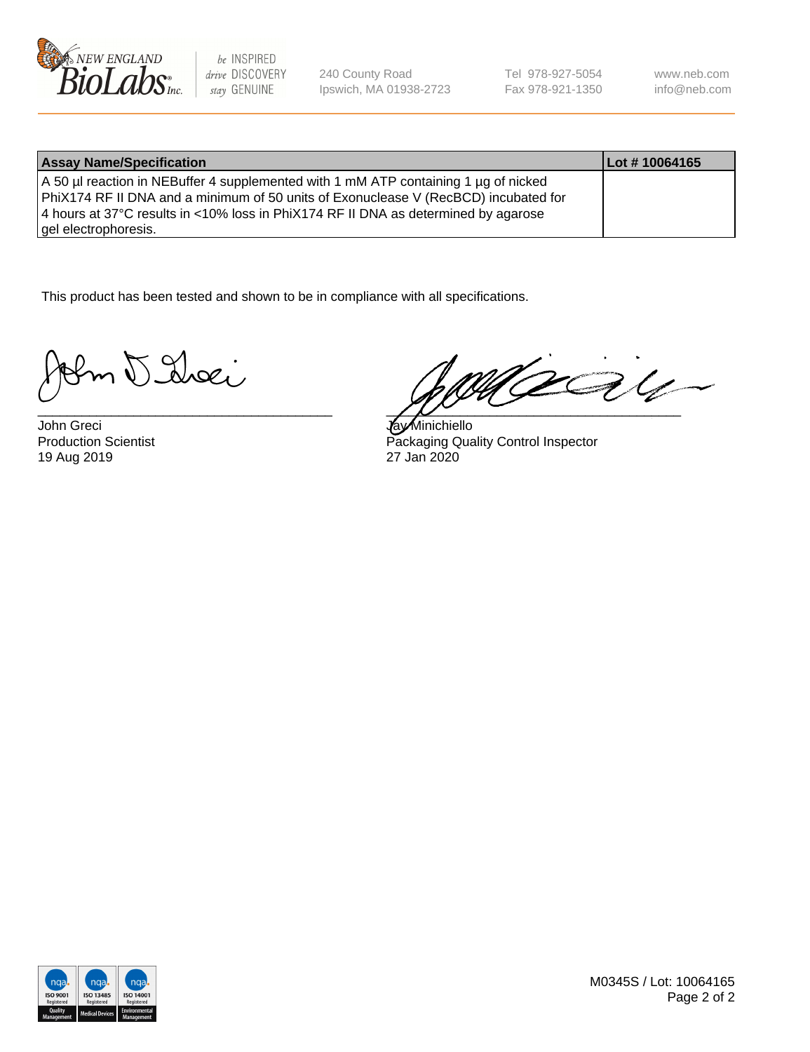| Assay Name/Specification | Lot # 10064165 |
|---|---|
| A 50 µl reaction in NEBuffer 4 supplemented with 1 mM ATP containing 1 µg of nicked PhiX174 RF II DNA and a minimum of 50 units of Exonuclease V (RecBCD) incubated for 4 hours at 37°C results in <10% loss in PhiX174 RF II DNA as determined by agarose gel electrophoresis. | |

This product has been tested and shown to be in compliance with all specifications.

John Greci
Production Scientist
19 Aug 2019

Jay Minichiello
Packaging Quality Control Inspector
27 Jan 2020

M0345S / Lot: 10064165